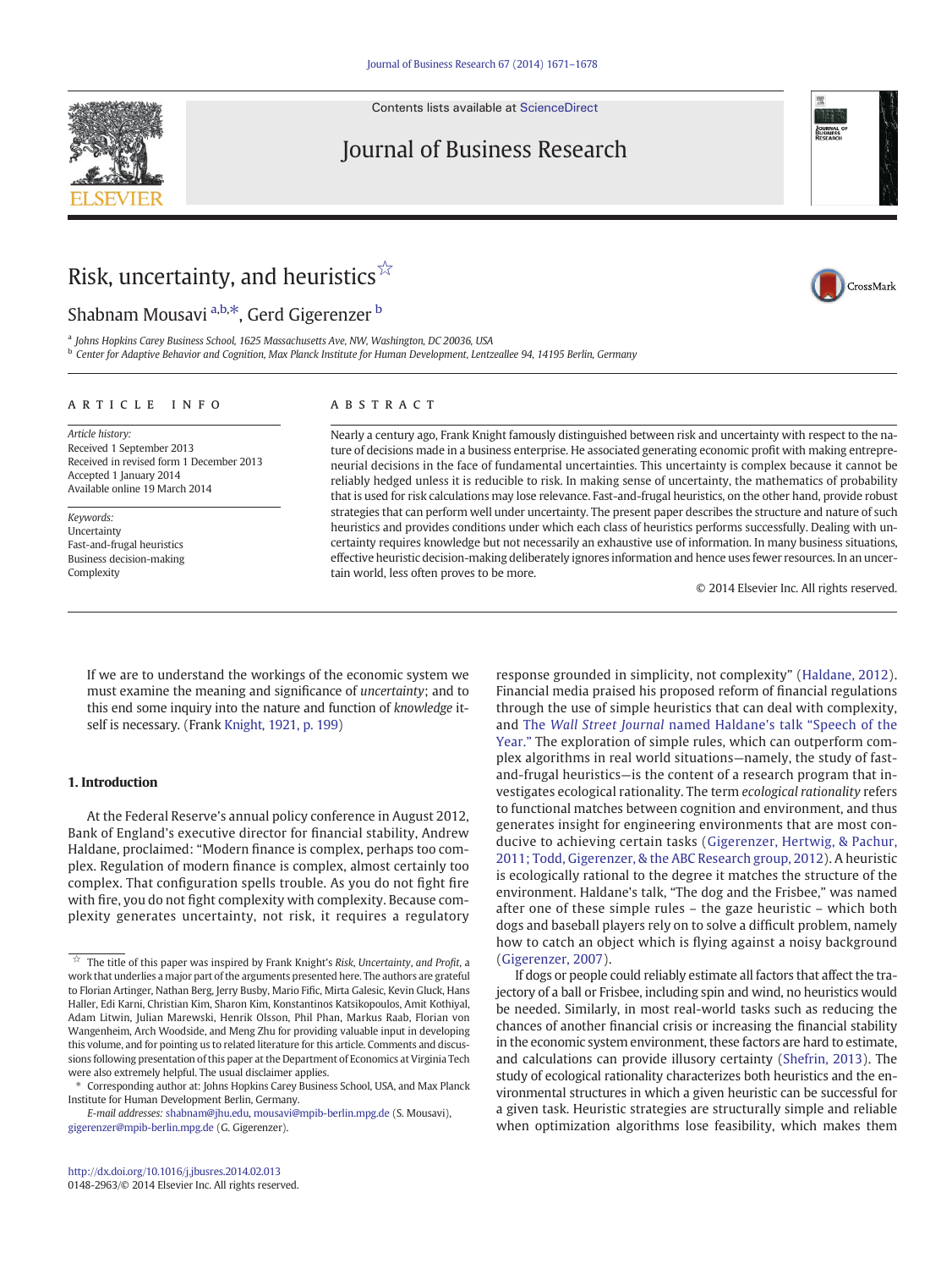# Risk, uncertainty, and heuristics[☆]

Shabnam Mousavi [a,b,*], Gerd Gigerenzer [b]

[a] Johns Hopkins Carey Business School, 1625 Massachusetts Ave, NW, Washington, DC 20036, USA
[b] Center for Adaptive Behavior and Cognition, Max Planck Institute for Human Development, Lentzeallee 94, 14195 Berlin, Germany

**ARTICLE INFO**

*Article history:*
Received 1 September 2013
Received in revised form 1 December 2013
Accepted 1 January 2014
Available online 19 March 2014

*Keywords:*
Uncertainty
Fast-and-frugal heuristics
Business decision-making
Complexity

**ABSTRACT**

Nearly a century ago, Frank Knight famously distinguished between risk and uncertainty with respect to the nature of decisions made in a business enterprise. He associated generating economic profit with making entrepreneurial decisions in the face of fundamental uncertainties. This uncertainty is complex because it cannot be reliably hedged unless it is reducible to risk. In making sense of uncertainty, the mathematics of probability that is used for risk calculations may lose relevance. Fast-and-frugal heuristics, on the other hand, provide robust strategies that can perform well under uncertainty. The present paper describes the structure and nature of such heuristics and provides conditions under which each class of heuristics performs successfully. Dealing with uncertainty requires knowledge but not necessarily an exhaustive use of information. In many business situations, effective heuristic decision-making deliberately ignores information and hence uses fewer resources. In an uncertain world, less often proves to be more.

© 2014 Elsevier Inc. All rights reserved.

> If we are to understand the workings of the economic system we must examine the meaning and significance of *uncertainty*; and to this end some inquiry into the nature and function of *knowledge* itself is necessary. (Frank Knight, 1921, p. 199)

## 1. Introduction

At the Federal Reserve's annual policy conference in August 2012, Bank of England's executive director for financial stability, Andrew Haldane, proclaimed: "Modern finance is complex, perhaps too complex. Regulation of modern finance is complex, almost certainly too complex. That configuration spells trouble. As you do not fight fire with fire, you do not fight complexity with complexity. Because complexity generates uncertainty, not risk, it requires a regulatory response grounded in simplicity, not complexity" (Haldane, 2012). Financial media praised his proposed reform of financial regulations through the use of simple heuristics that can deal with complexity, and The *Wall Street Journal* named Haldane's talk "Speech of the Year." The exploration of simple rules, which can outperform complex algorithms in real world situations—namely, the study of fast-and-frugal heuristics—is the content of a research program that investigates ecological rationality. The term *ecological rationality* refers to functional matches between cognition and environment, and thus generates insight for engineering environments that are most conducive to achieving certain tasks (Gigerenzer, Hertwig, & Pachur, 2011; Todd, Gigerenzer, & the ABC Research group, 2012). A heuristic is ecologically rational to the degree it matches the structure of the environment. Haldane's talk, "The dog and the Frisbee," was named after one of these simple rules – the gaze heuristic – which both dogs and baseball players rely on to solve a difficult problem, namely how to catch an object which is flying against a noisy background (Gigerenzer, 2007).

If dogs or people could reliably estimate all factors that affect the trajectory of a ball or Frisbee, including spin and wind, no heuristics would be needed. Similarly, in most real-world tasks such as reducing the chances of another financial crisis or increasing the financial stability in the economic system environment, these factors are hard to estimate, and calculations can provide illusory certainty (Shefrin, 2013). The study of ecological rationality characterizes both heuristics and the environmental structures in which a given heuristic can be successful for a given task. Heuristic strategies are structurally simple and reliable when optimization algorithms lose feasibility, which makes them

---

[☆] The title of this paper was inspired by Frank Knight's *Risk, Uncertainty, and Profit*, a work that underlies a major part of the arguments presented here. The authors are grateful to Florian Artinger, Nathan Berg, Jerry Busby, Mario Fific, Mirta Galesic, Kevin Gluck, Hans Haller, Edi Karni, Christian Kim, Sharon Kim, Konstantinos Katsikopoulos, Amit Kothiyal, Adam Litwin, Julian Marewski, Henrik Olsson, Phil Phan, Markus Raab, Florian von Wangenheim, Arch Woodside, and Meng Zhu for providing valuable input in developing this volume, and for pointing us to related literature for this article. Comments and discussions following presentation of this paper at the Department of Economics at Virginia Tech were also extremely helpful. The usual disclaimer applies.

\* Corresponding author at: Johns Hopkins Carey Business School, USA, and Max Planck Institute for Human Development Berlin, Germany.

*E-mail addresses:* shabnam@jhu.edu, mousavi@mpib-berlin.mpg.de (S. Mousavi), gigerenzer@mpib-berlin.mpg.de (G. Gigerenzer).

http://dx.doi.org/10.1016/j.jbusres.2014.02.013
0148-2963/© 2014 Elsevier Inc. All rights reserved.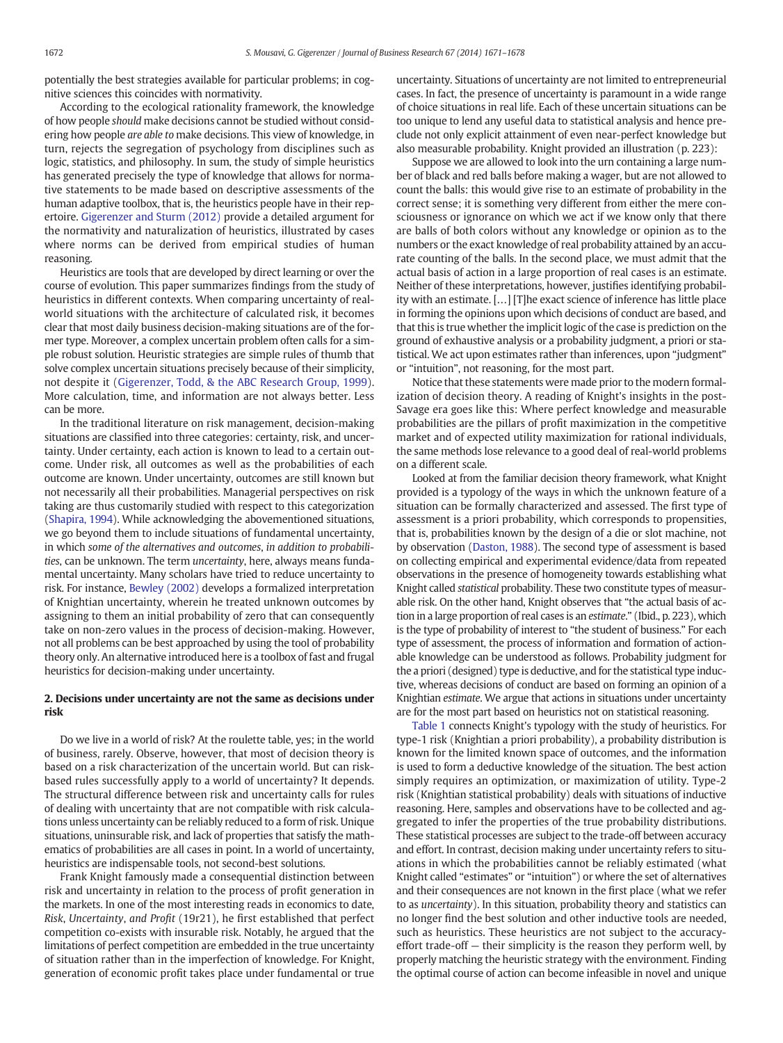potentially the best strategies available for particular problems; in cognitive sciences this coincides with normativity.

According to the ecological rationality framework, the knowledge of how people *should* make decisions cannot be studied without considering how people *are able to* make decisions. This view of knowledge, in turn, rejects the segregation of psychology from disciplines such as logic, statistics, and philosophy. In sum, the study of simple heuristics has generated precisely the type of knowledge that allows for normative statements to be made based on descriptive assessments of the human adaptive toolbox, that is, the heuristics people have in their repertoire. Gigerenzer and Sturm (2012) provide a detailed argument for the normativity and naturalization of heuristics, illustrated by cases where norms can be derived from empirical studies of human reasoning.

Heuristics are tools that are developed by direct learning or over the course of evolution. This paper summarizes findings from the study of heuristics in different contexts. When comparing uncertainty of real-world situations with the architecture of calculated risk, it becomes clear that most daily business decision-making situations are of the former type. Moreover, a complex uncertain problem often calls for a simple robust solution. Heuristic strategies are simple rules of thumb that solve complex uncertain situations precisely because of their simplicity, not despite it (Gigerenzer, Todd, & the ABC Research Group, 1999). More calculation, time, and information are not always better. Less can be more.

In the traditional literature on risk management, decision-making situations are classified into three categories: certainty, risk, and uncertainty. Under certainty, each action is known to lead to a certain outcome. Under risk, all outcomes as well as the probabilities of each outcome are known. Under uncertainty, outcomes are still known but not necessarily all their probabilities. Managerial perspectives on risk taking are thus customarily studied with respect to this categorization (Shapira, 1994). While acknowledging the abovementioned situations, we go beyond them to include situations of fundamental uncertainty, in which *some of the alternatives and outcomes*, *in addition to probabilities*, can be unknown. The term *uncertainty*, here, always means fundamental uncertainty. Many scholars have tried to reduce uncertainty to risk. For instance, Bewley (2002) develops a formalized interpretation of Knightian uncertainty, wherein he treated unknown outcomes by assigning to them an initial probability of zero that can consequently take on non-zero values in the process of decision-making. However, not all problems can be best approached by using the tool of probability theory only. An alternative introduced here is a toolbox of fast and frugal heuristics for decision-making under uncertainty.

## 2. Decisions under uncertainty are not the same as decisions under risk

Do we live in a world of risk? At the roulette table, yes; in the world of business, rarely. Observe, however, that most of decision theory is based on a risk characterization of the uncertain world. But can risk-based rules successfully apply to a world of uncertainty? It depends. The structural difference between risk and uncertainty calls for rules of dealing with uncertainty that are not compatible with risk calculations unless uncertainty can be reliably reduced to a form of risk. Unique situations, uninsurable risk, and lack of properties that satisfy the mathematics of probabilities are all cases in point. In a world of uncertainty, heuristics are indispensable tools, not second-best solutions.

Frank Knight famously made a consequential distinction between risk and uncertainty in relation to the process of profit generation in the markets. In one of the most interesting reads in economics to date, *Risk*, *Uncertainty*, *and Profit* (19r21), he first established that perfect competition co-exists with insurable risk. Notably, he argued that the limitations of perfect competition are embedded in the true uncertainty of situation rather than in the imperfection of knowledge. For Knight, generation of economic profit takes place under fundamental or true uncertainty. Situations of uncertainty are not limited to entrepreneurial cases. In fact, the presence of uncertainty is paramount in a wide range of choice situations in real life. Each of these uncertain situations can be too unique to lend any useful data to statistical analysis and hence preclude not only explicit attainment of even near-perfect knowledge but also measurable probability. Knight provided an illustration (p. 223):

Suppose we are allowed to look into the urn containing a large number of black and red balls before making a wager, but are not allowed to count the balls: this would give rise to an estimate of probability in the correct sense; it is something very different from either the mere consciousness or ignorance on which we act if we know only that there are balls of both colors without any knowledge or opinion as to the numbers or the exact knowledge of real probability attained by an accurate counting of the balls. In the second place, we must admit that the actual basis of action in a large proportion of real cases is an estimate. Neither of these interpretations, however, justifies identifying probability with an estimate. […] [T]he exact science of inference has little place in forming the opinions upon which decisions of conduct are based, and that this is true whether the implicit logic of the case is prediction on the ground of exhaustive analysis or a probability judgment, a priori or statistical. We act upon estimates rather than inferences, upon "judgment" or "intuition", not reasoning, for the most part.

Notice that these statements were made prior to the modern formalization of decision theory. A reading of Knight's insights in the post-Savage era goes like this: Where perfect knowledge and measurable probabilities are the pillars of profit maximization in the competitive market and of expected utility maximization for rational individuals, the same methods lose relevance to a good deal of real-world problems on a different scale.

Looked at from the familiar decision theory framework, what Knight provided is a typology of the ways in which the unknown feature of a situation can be formally characterized and assessed. The first type of assessment is a priori probability, which corresponds to propensities, that is, probabilities known by the design of a die or slot machine, not by observation (Daston, 1988). The second type of assessment is based on collecting empirical and experimental evidence/data from repeated observations in the presence of homogeneity towards establishing what Knight called *statistical* probability. These two constitute types of measurable risk. On the other hand, Knight observes that "the actual basis of action in a large proportion of real cases is an *estimate*." (Ibid., p. 223), which is the type of probability of interest to "the student of business." For each type of assessment, the process of information and formation of actionable knowledge can be understood as follows. Probability judgment for the a priori (designed) type is deductive, and for the statistical type inductive, whereas decisions of conduct are based on forming an opinion of a Knightian *estimate*. We argue that actions in situations under uncertainty are for the most part based on heuristics not on statistical reasoning.

Table 1 connects Knight's typology with the study of heuristics. For type-1 risk (Knightian a priori probability), a probability distribution is known for the limited known space of outcomes, and the information is used to form a deductive knowledge of the situation. The best action simply requires an optimization, or maximization of utility. Type-2 risk (Knightian statistical probability) deals with situations of inductive reasoning. Here, samples and observations have to be collected and aggregated to infer the properties of the true probability distributions. These statistical processes are subject to the trade-off between accuracy and effort. In contrast, decision making under uncertainty refers to situations in which the probabilities cannot be reliably estimated (what Knight called "estimates" or "intuition") or where the set of alternatives and their consequences are not known in the first place (what we refer to as *uncertainty*). In this situation, probability theory and statistics can no longer find the best solution and other inductive tools are needed, such as heuristics. These heuristics are not subject to the accuracy-effort trade-off — their simplicity is the reason they perform well, by properly matching the heuristic strategy with the environment. Finding the optimal course of action can become infeasible in novel and unique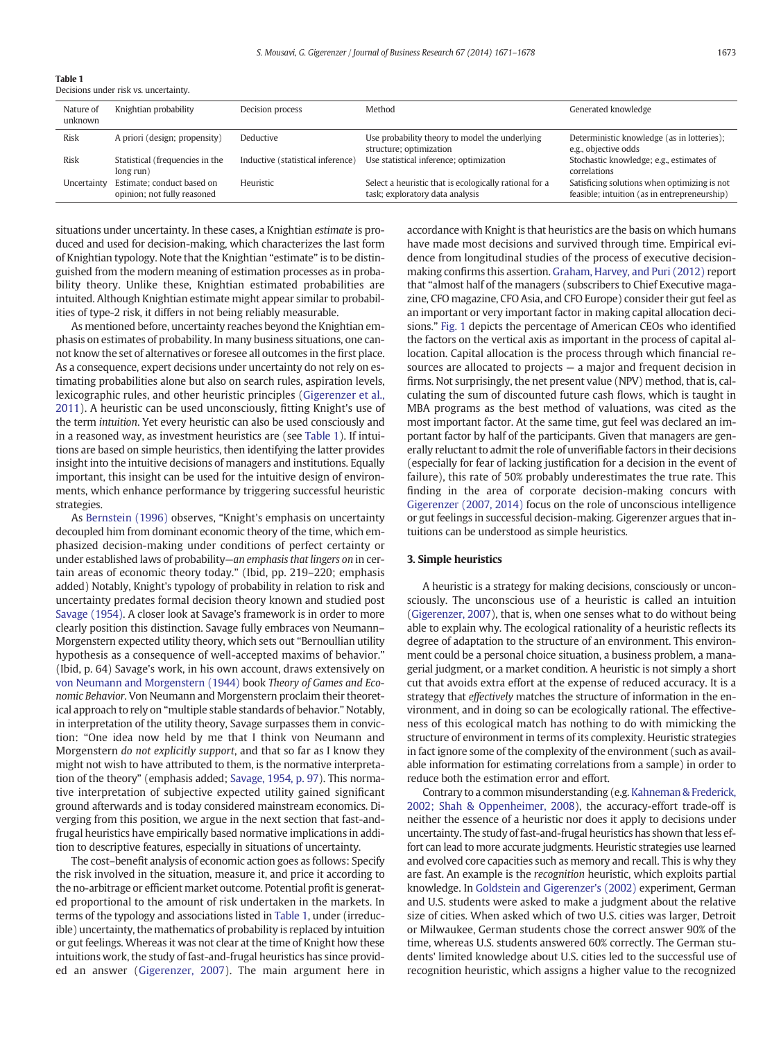**Table 1**
Decisions under risk vs. uncertainty.

| Nature of unknown | Knightian probability | Decision process | Method | Generated knowledge |
|---|---|---|---|---|
| Risk | A priori (design; propensity) | Deductive | Use probability theory to model the underlying structure; optimization | Deterministic knowledge (as in lotteries); e.g., objective odds |
| Risk | Statistical (frequencies in the long run) | Inductive (statistical inference) | Use statistical inference; optimization | Stochastic knowledge; e.g., estimates of correlations |
| Uncertainty | Estimate; conduct based on opinion; not fully reasoned | Heuristic | Select a heuristic that is ecologically rational for a task; exploratory data analysis | Satisficing solutions when optimizing is not feasible; intuition (as in entrepreneurship) |

situations under uncertainty. In these cases, a Knightian *estimate* is produced and used for decision-making, which characterizes the last form of Knightian typology. Note that the Knightian "estimate" is to be distinguished from the modern meaning of estimation processes as in probability theory. Unlike these, Knightian estimated probabilities are intuited. Although Knightian estimate might appear similar to probabilities of type-2 risk, it differs in not being reliably measurable.

As mentioned before, uncertainty reaches beyond the Knightian emphasis on estimates of probability. In many business situations, one cannot know the set of alternatives or foresee all outcomes in the first place. As a consequence, expert decisions under uncertainty do not rely on estimating probabilities alone but also on search rules, aspiration levels, lexicographic rules, and other heuristic principles (Gigerenzer et al., 2011). A heuristic can be used unconsciously, fitting Knight's use of the term *intuition*. Yet every heuristic can also be used consciously and in a reasoned way, as investment heuristics are (see Table 1). If intuitions are based on simple heuristics, then identifying the latter provides insight into the intuitive decisions of managers and institutions. Equally important, this insight can be used for the intuitive design of environments, which enhance performance by triggering successful heuristic strategies.

As Bernstein (1996) observes, "Knight's emphasis on uncertainty decoupled him from dominant economic theory of the time, which emphasized decision-making under conditions of perfect certainty or under established laws of probability—*an emphasis that lingers on* in certain areas of economic theory today." (Ibid, pp. 219–220; emphasis added) Notably, Knight's typology of probability in relation to risk and uncertainty predates formal decision theory known and studied post Savage (1954). A closer look at Savage's framework is in order to more clearly position this distinction. Savage fully embraces von Neumann–Morgenstern expected utility theory, which sets out "Bernoullian utility hypothesis as a consequence of well-accepted maxims of behavior." (Ibid, p. 64) Savage's work, in his own account, draws extensively on von Neumann and Morgenstern (1944) book *Theory of Games and Economic Behavior*. Von Neumann and Morgenstern proclaim their theoretical approach to rely on "multiple stable standards of behavior." Notably, in interpretation of the utility theory, Savage surpasses them in conviction: "One idea now held by me that I think von Neumann and Morgenstern *do not explicitly support*, and that so far as I know they might not wish to have attributed to them, is the normative interpretation of the theory" (emphasis added; Savage, 1954, p. 97). This normative interpretation of subjective expected utility gained significant ground afterwards and is today considered mainstream economics. Diverging from this position, we argue in the next section that fast-and-frugal heuristics have empirically based normative implications in addition to descriptive features, especially in situations of uncertainty.

The cost–benefit analysis of economic action goes as follows: Specify the risk involved in the situation, measure it, and price it according to the no-arbitrage or efficient market outcome. Potential profit is generated proportional to the amount of risk undertaken in the markets. In terms of the typology and associations listed in Table 1, under (irreducible) uncertainty, the mathematics of probability is replaced by intuition or gut feelings. Whereas it was not clear at the time of Knight how these intuitions work, the study of fast-and-frugal heuristics has since provided an answer (Gigerenzer, 2007). The main argument here in accordance with Knight is that heuristics are the basis on which humans have made most decisions and survived through time. Empirical evidence from longitudinal studies of the process of executive decision-making confirms this assertion. Graham, Harvey, and Puri (2012) report that "almost half of the managers (subscribers to Chief Executive magazine, CFO magazine, CFO Asia, and CFO Europe) consider their gut feel as an important or very important factor in making capital allocation decisions." Fig. 1 depicts the percentage of American CEOs who identified the factors on the vertical axis as important in the process of capital allocation. Capital allocation is the process through which financial resources are allocated to projects — a major and frequent decision in firms. Not surprisingly, the net present value (NPV) method, that is, calculating the sum of discounted future cash flows, which is taught in MBA programs as the best method of valuations, was cited as the most important factor. At the same time, gut feel was declared an important factor by half of the participants. Given that managers are generally reluctant to admit the role of unverifiable factors in their decisions (especially for fear of lacking justification for a decision in the event of failure), this rate of 50% probably underestimates the true rate. This finding in the area of corporate decision-making concurs with Gigerenzer (2007, 2014) focus on the role of unconscious intelligence or gut feelings in successful decision-making. Gigerenzer argues that intuitions can be understood as simple heuristics.

## 3. Simple heuristics

A heuristic is a strategy for making decisions, consciously or unconsciously. The unconscious use of a heuristic is called an intuition (Gigerenzer, 2007), that is, when one senses what to do without being able to explain why. The ecological rationality of a heuristic reflects its degree of adaptation to the structure of an environment. This environment could be a personal choice situation, a business problem, a managerial judgment, or a market condition. A heuristic is not simply a short cut that avoids extra effort at the expense of reduced accuracy. It is a strategy that *effectively* matches the structure of information in the environment, and in doing so can be ecologically rational. The effectiveness of this ecological match has nothing to do with mimicking the structure of environment in terms of its complexity. Heuristic strategies in fact ignore some of the complexity of the environment (such as available information for estimating correlations from a sample) in order to reduce both the estimation error and effort.

Contrary to a common misunderstanding (e.g. Kahneman & Frederick, 2002; Shah & Oppenheimer, 2008), the accuracy-effort trade-off is neither the essence of a heuristic nor does it apply to decisions under uncertainty. The study of fast-and-frugal heuristics has shown that less effort can lead to more accurate judgments. Heuristic strategies use learned and evolved core capacities such as memory and recall. This is why they are fast. An example is the *recognition* heuristic, which exploits partial knowledge. In Goldstein and Gigerenzer's (2002) experiment, German and U.S. students were asked to make a judgment about the relative size of cities. When asked which of two U.S. cities was larger, Detroit or Milwaukee, German students chose the correct answer 90% of the time, whereas U.S. students answered 60% correctly. The German students' limited knowledge about U.S. cities led to the successful use of recognition heuristic, which assigns a higher value to the recognized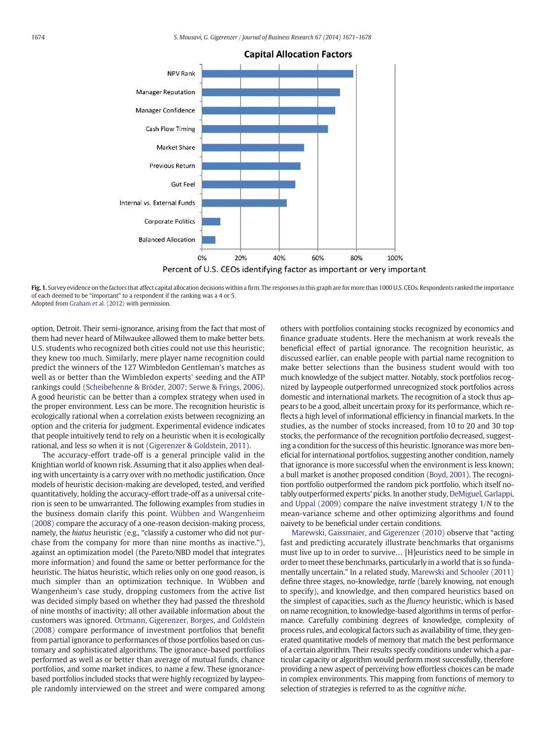Capital Allocation Factors

NPV Rank
Manager Reputation
Manager Confidence
Cash Flow Timing
Market Share
Previous Return
Gut Feel
Internal vs. External Funds
Corporate Politics
Balanced Allocation

0% 20% 40% 60% 80% 100%

Percent of U.S. CEOs identifying factor as important or very important

**Fig. 1.** Survey evidence on the factors that affect capital allocation decisions within a firm. The responses in this graph are for more than 1000 U.S. CEOs. Respondents ranked the importance of each deemed to be "important" to a respondent if the ranking was a 4 or 5.
Adopted from Graham et al. (2012) with permission.

option, Detroit. Their semi-ignorance, arising from the fact that most of them had never heard of Milwaukee allowed them to make better bets. U.S. students who recognized both cities could not use this heuristic; they knew too much. Similarly, mere player name recognition could predict the winners of the 127 Wimbledon Gentleman's matches as well as or better than the Wimbledon experts' seeding and the ATP rankings could (Scheibehenne & Bröder, 2007; Serwe & Frings, 2006). A good heuristic can be better than a complex strategy when used in the proper environment. Less can be more. The recognition heuristic is ecologically rational when a correlation exists between recognizing an option and the criteria for judgment. Experimental evidence indicates that people intuitively tend to rely on a heuristic when it is ecologically rational, and less so when it is not (Gigerenzer & Goldstein, 2011).

The accuracy-effort trade-off is a general principle valid in the Knightian world of known risk. Assuming that it also applies when dealing with uncertainty is a carry over with no methodic justification. Once models of heuristic decision-making are developed, tested, and verified quantitatively, holding the accuracy-effort trade-off as a universal criterion is seen to be unwarranted. The following examples from studies in the business domain clarify this point. Wübben and Wangenheim (2008) compare the accuracy of a one-reason decision-making process, namely, the *hiatus* heuristic (e.g., "classify a customer who did not purchase from the company for more than nine months as inactive."), against an optimization model (the Pareto/NBD model that integrates more information) and found the same or better performance for the heuristic. The hiatus heuristic, which relies only on one good reason, is much simpler than an optimization technique. In Wübben and Wangenheim's case study, dropping customers from the active list was decided simply based on whether they had passed the threshold of nine months of inactivity; all other available information about the customers was ignored. Ortmann, Gigerenzer, Borges, and Goldstein (2008) compare performance of investment portfolios that benefit from partial ignorance to performances of those portfolios based on customary and sophisticated algorithms. The ignorance-based portfolios performed as well as or better than average of mutual funds, chance portfolios, and some market indices, to name a few. These ignorance-based portfolios included stocks that were highly recognized by laypeople randomly interviewed on the street and were compared among others with portfolios containing stocks recognized by economics and finance graduate students. Here the mechanism at work reveals the beneficial effect of partial ignorance. The recognition heuristic, as discussed earlier, can enable people with partial name recognition to make better selections than the business student would with too much knowledge of the subject matter. Notably, stock portfolios recognized by laypeople outperformed unrecognized stock portfolios across domestic and international markets. The recognition of a stock thus appears to be a good, albeit uncertain proxy for its performance, which reflects a high level of informational efficiency in financial markets. In the studies, as the number of stocks increased, from 10 to 20 and 30 top stocks, the performance of the recognition portfolio decreased, suggesting a condition for the success of this heuristic. Ignorance was more beneficial for international portfolios, suggesting another condition, namely that ignorance is more successful when the environment is less known; a bull market is another proposed condition (Boyd, 2001). The recognition portfolio outperformed the random pick portfolio, which itself notably outperformed experts' picks. In another study, DeMiguel, Garlappi, and Uppal (2009) compare the naïve investment strategy $1/N$ to the mean-variance scheme and other optimizing algorithms and found naivety to be beneficial under certain conditions.

Marewski, Gaissmaier, and Gigerenzer (2010) observe that "acting fast and predicting accurately illustrate benchmarks that organisms must live up to in order to survive… [H]euristics need to be simple in order to meet these benchmarks, particularly in a world that is so fundamentally uncertain." In a related study, Marewski and Schooler (2011) define three stages, no-knowledge, *tartle* (barely knowing, not enough to specify), and knowledge, and then compared heuristics based on the simplest of capacities, such as the *fluency* heuristic, which is based on name recognition, to knowledge-based algorithms in terms of performance. Carefully combining degrees of knowledge, complexity of process rules, and ecological factors such as availability of time, they generated quantitative models of memory that match the best performance of a certain algorithm. Their results specify conditions under which a particular capacity or algorithm would perform most successfully, therefore providing a new aspect of perceiving how effortless choices can be made in complex environments. This mapping from functions of memory to selection of strategies is referred to as the *cognitive niche*.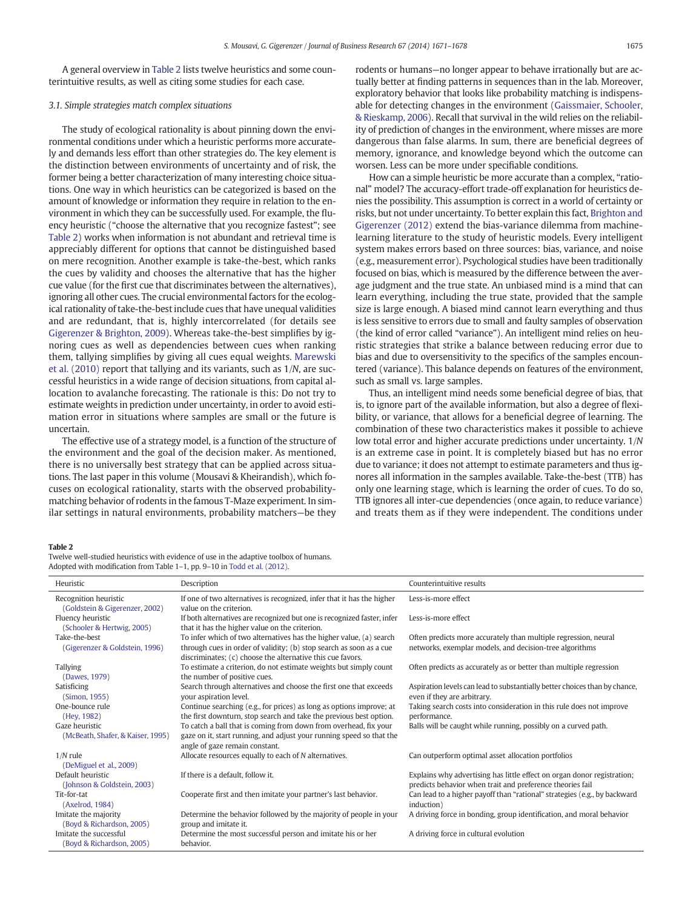A general overview in Table 2 lists twelve heuristics and some counterintuitive results, as well as citing some studies for each case.

### 3.1. Simple strategies match complex situations

The study of ecological rationality is about pinning down the environmental conditions under which a heuristic performs more accurately and demands less effort than other strategies do. The key element is the distinction between environments of uncertainty and of risk, the former being a better characterization of many interesting choice situations. One way in which heuristics can be categorized is based on the amount of knowledge or information they require in relation to the environment in which they can be successfully used. For example, the fluency heuristic ("choose the alternative that you recognize fastest"; see Table 2) works when information is not abundant and retrieval time is appreciably different for options that cannot be distinguished based on mere recognition. Another example is take-the-best, which ranks the cues by validity and chooses the alternative that has the higher cue value (for the first cue that discriminates between the alternatives), ignoring all other cues. The crucial environmental factors for the ecological rationality of take-the-best include cues that have unequal validities and are redundant, that is, highly intercorrelated (for details see Gigerenzer & Brighton, 2009). Whereas take-the-best simplifies by ignoring cues as well as dependencies between cues when ranking them, tallying simplifies by giving all cues equal weights. Marewski et al. (2010) report that tallying and its variants, such as 1/*N*, are successful heuristics in a wide range of decision situations, from capital allocation to avalanche forecasting. The rationale is this: Do not try to estimate weights in prediction under uncertainty, in order to avoid estimation error in situations where samples are small or the future is uncertain.

The effective use of a strategy model, is a function of the structure of the environment and the goal of the decision maker. As mentioned, there is no universally best strategy that can be applied across situations. The last paper in this volume (Mousavi & Kheirandish), which focuses on ecological rationality, starts with the observed probability-matching behavior of rodents in the famous T-Maze experiment. In similar settings in natural environments, probability matchers—be they rodents or humans—no longer appear to behave irrationally but are actually better at finding patterns in sequences than in the lab. Moreover, exploratory behavior that looks like probability matching is indispensable for detecting changes in the environment (Gaissmaier, Schooler, & Rieskamp, 2006). Recall that survival in the wild relies on the reliability of prediction of changes in the environment, where misses are more dangerous than false alarms. In sum, there are beneficial degrees of memory, ignorance, and knowledge beyond which the outcome can worsen. Less can be more under specifiable conditions.

How can a simple heuristic be more accurate than a complex, "rational" model? The accuracy-effort trade-off explanation for heuristics denies the possibility. This assumption is correct in a world of certainty or risks, but not under uncertainty. To better explain this fact, Brighton and Gigerenzer (2012) extend the bias-variance dilemma from machine-learning literature to the study of heuristic models. Every intelligent system makes errors based on three sources: bias, variance, and noise (e.g., measurement error). Psychological studies have been traditionally focused on bias, which is measured by the difference between the average judgment and the true state. An unbiased mind is a mind that can learn everything, including the true state, provided that the sample size is large enough. A biased mind cannot learn everything and thus is less sensitive to errors due to small and faulty samples of observation (the kind of error called "variance"). An intelligent mind relies on heuristic strategies that strike a balance between reducing error due to bias and due to oversensitivity to the specifics of the samples encountered (variance). This balance depends on features of the environment, such as small vs. large samples.

Thus, an intelligent mind needs some beneficial degree of bias, that is, to ignore part of the available information, but also a degree of flexibility, or variance, that allows for a beneficial degree of learning. The combination of these two characteristics makes it possible to achieve low total error and higher accurate predictions under uncertainty. 1/*N* is an extreme case in point. It is completely biased but has no error due to variance; it does not attempt to estimate parameters and thus ignores all information in the samples available. Take-the-best (TTB) has only one learning stage, which is learning the order of cues. To do so, TTB ignores all inter-cue dependencies (once again, to reduce variance) and treats them as if they were independent. The conditions under

**Table 2**
Twelve well-studied heuristics with evidence of use in the adaptive toolbox of humans.
Adopted with modification from Table 1–1, pp. 9–10 in Todd et al. (2012).

| Heuristic | Description | Counterintuitive results |
|---|---|---|
| Recognition heuristic (Goldstein & Gigerenzer, 2002) | If one of two alternatives is recognized, infer that it has the higher value on the criterion. | Less-is-more effect |
| Fluency heuristic (Schooler & Hertwig, 2005) | If both alternatives are recognized but one is recognized faster, infer that it has the higher value on the criterion. | Less-is-more effect |
| Take-the-best (Gigerenzer & Goldstein, 1996) | To infer which of two alternatives has the higher value, (a) search through cues in order of validity; (b) stop search as soon as a cue discriminates; (c) choose the alternative this cue favors. | Often predicts more accurately than multiple regression, neural networks, exemplar models, and decision-tree algorithms |
| Tallying (Dawes, 1979) | To estimate a criterion, do not estimate weights but simply count the number of positive cues. | Often predicts as accurately as or better than multiple regression |
| Satisficing (Simon, 1955) | Search through alternatives and choose the first one that exceeds your aspiration level. | Aspiration levels can lead to substantially better choices than by chance, even if they are arbitrary. |
| One-bounce rule (Hey, 1982) | Continue searching (e.g., for prices) as long as options improve; at the first downturn, stop search and take the previous best option. | Taking search costs into consideration in this rule does not improve performance. |
| Gaze heuristic (McBeath, Shafer, & Kaiser, 1995) | To catch a ball that is coming from down from overhead, fix your gaze on it, start running, and adjust your running speed so that the angle of gaze remain constant. | Balls will be caught while running, possibly on a curved path. |
| 1/*N* rule (DeMiguel et al., 2009) | Allocate resources equally to each of *N* alternatives. | Can outperform optimal asset allocation portfolios |
| Default heuristic (Johnson & Goldstein, 2003) | If there is a default, follow it. | Explains why advertising has little effect on organ donor registration; predicts behavior when trait and preference theories fail |
| Tit-for-tat (Axelrod, 1984) | Cooperate first and then imitate your partner's last behavior. | Can lead to a higher payoff than "rational" strategies (e.g., by backward induction) |
| Imitate the majority (Boyd & Richardson, 2005) | Determine the behavior followed by the majority of people in your group and imitate it. | A driving force in bonding, group identification, and moral behavior |
| Imitate the successful (Boyd & Richardson, 2005) | Determine the most successful person and imitate his or her behavior. | A driving force in cultural evolution |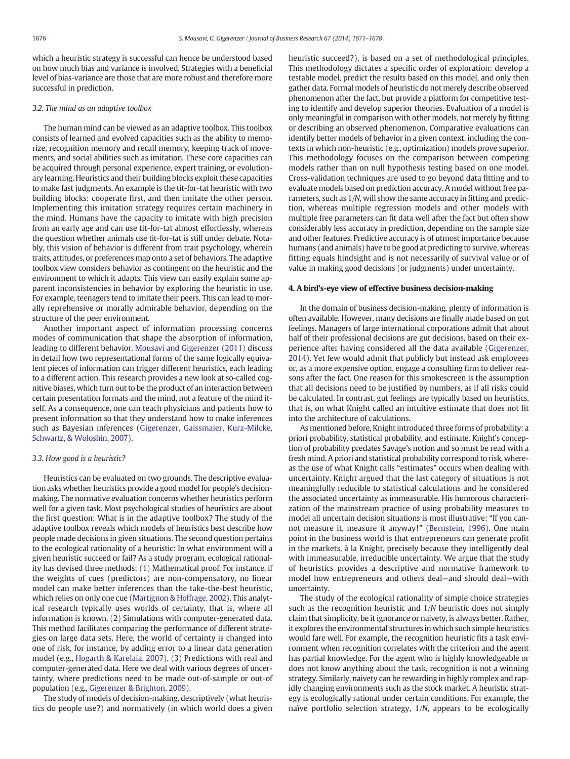which a heuristic strategy is successful can hence be understood based on how much bias and variance is involved. Strategies with a beneficial level of bias-variance are those that are more robust and therefore more successful in prediction.

### 3.2. The mind as an adaptive toolbox

The human mind can be viewed as an adaptive toolbox. This toolbox consists of learned and evolved capacities such as the ability to memorize, recognition memory and recall memory, keeping track of movements, and social abilities such as imitation. These core capacities can be acquired through personal experience, expert training, or evolutionary learning. Heuristics and their building blocks exploit these capacities to make fast judgments. An example is the tit-for-tat heuristic with two building blocks: cooperate first, and then imitate the other person. Implementing this imitation strategy requires certain machinery in the mind. Humans have the capacity to imitate with high precision from an early age and can use tit-for-tat almost effortlessly, whereas the question whether animals use tit-for-tat is still under debate. Notably, this vision of behavior is different from trait psychology, wherein traits, attitudes, or preferences map onto a set of behaviors. The adaptive toolbox view considers behavior as contingent on the heuristic and the environment to which it adapts. This view can easily explain some apparent inconsistencies in behavior by exploring the heuristic in use. For example, teenagers tend to imitate their peers. This can lead to morally reprehensive or morally admirable behavior, depending on the structure of the peer environment.

Another important aspect of information processing concerns modes of communication that shape the absorption of information, leading to different behavior. Mousavi and Gigerenzer (2011) discuss in detail how two representational forms of the same logically equivalent pieces of information can trigger different heuristics, each leading to a different action. This research provides a new look at so-called cognitive biases, which turn out to be the product of an interaction between certain presentation formats and the mind, not a feature of the mind itself. As a consequence, one can teach physicians and patients how to present information so that they understand how to make inferences such as Bayesian inferences (Gigerenzer, Gaissmaier, Kurz-Milcke, Schwartz, & Woloshin, 2007).

### 3.3. How good is a heuristic?

Heuristics can be evaluated on two grounds. The descriptive evaluation asks whether heuristics provide a good model for people's decision-making. The normative evaluation concerns whether heuristics perform well for a given task. Most psychological studies of heuristics are about the first question: What is in the adaptive toolbox? The study of the adaptive toolbox reveals which models of heuristics best describe how people made decisions in given situations. The second question pertains to the ecological rationality of a heuristic: In what environment will a given heuristic succeed or fail? As a study program, ecological rationality has devised three methods: (1) Mathematical proof. For instance, if the weights of cues (predictors) are non-compensatory, no linear model can make better inferences than the take-the-best heuristic, which relies on only one cue (Martignon & Hoffrage, 2002). This analytical research typically uses worlds of certainty, that is, where all information is known. (2) Simulations with computer-generated data. This method facilitates comparing the performance of different strategies on large data sets. Here, the world of certainty is changed into one of risk, for instance, by adding error to a linear data generation model (e.g., Hogarth & Karelaia, 2007). (3) Predictions with real and computer-generated data. Here we deal with various degrees of uncertainty, where predictions need to be made out-of-sample or out-of population (e.g., Gigerenzer & Brighton, 2009).

The study of models of decision-making, descriptively (what heuristics do people use?) and normatively (in which world does a given heuristic succeed?), is based on a set of methodological principles. This methodology dictates a specific order of exploration: develop a testable model, predict the results based on this model, and only then gather data. Formal models of heuristic do not merely describe observed phenomenon after the fact, but provide a platform for competitive testing to identify and develop superior theories. Evaluation of a model is only meaningful in comparison with other models, not merely by fitting or describing an observed phenomenon. Comparative evaluations can identify better models of behavior in a given context, including the contexts in which non-heuristic (e.g., optimization) models prove superior. This methodology focuses on the comparison between competing models rather than on null hypothesis testing based on one model. Cross-validation techniques are used to go beyond data fitting and to evaluate models based on prediction accuracy. A model without free parameters, such as $1/N$, will show the same accuracy in fitting and prediction, whereas multiple regression models and other models with multiple free parameters can fit data well after the fact but often show considerably less accuracy in prediction, depending on the sample size and other features. Predictive accuracy is of utmost importance because humans (and animals) have to be good at predicting to survive, whereas fitting equals hindsight and is not necessarily of survival value or of value in making good decisions (or judgments) under uncertainty.

## 4. A bird's-eye view of effective business decision-making

In the domain of business decision-making, plenty of information is often available. However, many decisions are finally made based on gut feelings. Managers of large international corporations admit that about half of their professional decisions are gut decisions, based on their experience after having considered all the data available (Gigerenzer, 2014). Yet few would admit that publicly but instead ask employees or, as a more expensive option, engage a consulting firm to deliver reasons after the fact. One reason for this smokescreen is the assumption that all decisions need to be justified by numbers, as if all risks could be calculated. In contrast, gut feelings are typically based on heuristics, that is, on what Knight called an intuitive estimate that does not fit into the architecture of calculations.

As mentioned before, Knight introduced three forms of probability: a priori probability, statistical probability, and estimate. Knight's conception of probability predates Savage's notion and so must be read with a fresh mind. A priori and statistical probability correspond to risk, whereas the use of what Knight calls "estimates" occurs when dealing with uncertainty. Knight argued that the last category of situations is not meaningfully reducible to statistical calculations and he considered the associated uncertainty as immeasurable. His humorous characterization of the mainstream practice of using probability measures to model all uncertain decision situations is most illustrative: "If you cannot measure it, measure it anyway!" (Bernstein, 1996). One main point in the business world is that entrepreneurs can generate profit in the markets, à la Knight, precisely because they intelligently deal with immeasurable, irreducible uncertainty. We argue that the study of heuristics provides a descriptive and normative framework to model how entrepreneurs and others deal—and should deal—with uncertainty.

The study of the ecological rationality of simple choice strategies such as the recognition heuristic and $1/N$ heuristic does not simply claim that simplicity, be it ignorance or naivety, is always better. Rather, it explores the environmental structures in which such simple heuristics would fare well. For example, the recognition heuristic fits a task environment when recognition correlates with the criterion and the agent has partial knowledge. For the agent who is highly knowledgeable or does not know anything about the task, recognition is not a winning strategy. Similarly, naivety can be rewarding in highly complex and rapidly changing environments such as the stock market. A heuristic strategy is ecologically rational under certain conditions. For example, the naïve portfolio selection strategy, $1/N$, appears to be ecologically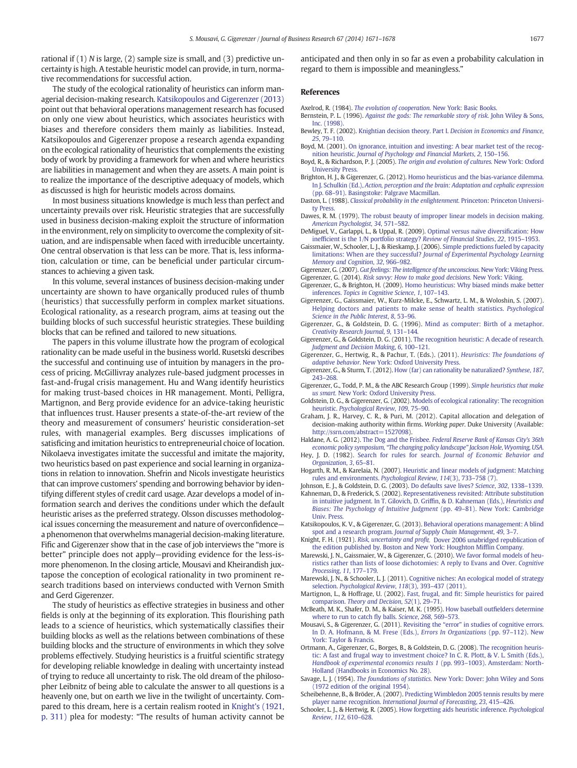rational if (1) $N$ is large, (2) sample size is small, and (3) predictive uncertainty is high. A testable heuristic model can provide, in turn, normative recommendations for successful action.

The study of the ecological rationality of heuristics can inform managerial decision-making research. Katsikopoulos and Gigerenzer (2013) point out that behavioral operations management research has focused on only one view about heuristics, which associates heuristics with biases and therefore considers them mainly as liabilities. Instead, Katsikopoulos and Gigerenzer propose a research agenda expanding on the ecological rationality of heuristics that complements the existing body of work by providing a framework for when and where heuristics are liabilities in management and when they are assets. A main point is to realize the importance of the descriptive adequacy of models, which as discussed is high for heuristic models across domains.

In most business situations knowledge is much less than perfect and uncertainty prevails over risk. Heuristic strategies that are successfully used in business decision-making exploit the structure of information in the environment, rely on simplicity to overcome the complexity of situation, and are indispensable when faced with irreducible uncertainty. One central observation is that less can be more. That is, less information, calculation or time, can be beneficial under particular circumstances to achieving a given task.

In this volume, several instances of business decision-making under uncertainty are shown to have organically produced rules of thumb (heuristics) that successfully perform in complex market situations. Ecological rationality, as a research program, aims at teasing out the building blocks of such successful heuristic strategies. These building blocks that can be refined and tailored to new situations.

The papers in this volume illustrate how the program of ecological rationality can be made useful in the business world. Rusetski describes the successful and continuing use of intuition by managers in the process of pricing. McGillivray analyzes rule-based judgment processes in fast-and-frugal crisis management. Hu and Wang identify heuristics for making trust-based choices in HR management. Monti, Pelligra, Martignon, and Berg provide evidence for an advice-taking heuristic that influences trust. Hauser presents a state-of-the-art review of the theory and measurement of consumers' heuristic consideration-set rules, with managerial examples. Berg discusses implications of satisficing and imitation heuristics to entrepreneurial choice of location. Nikolaeva investigates imitate the successful and imitate the majority, two heuristics based on past experience and social learning in organizations in relation to innovation. Shefrin and Nicols investigate heuristics that can improve customers' spending and borrowing behavior by identifying different styles of credit card usage. Azar develops a model of information search and derives the conditions under which the default heuristic arises as the preferred strategy. Olsson discusses methodological issues concerning the measurement and nature of overconfidence—a phenomenon that overwhelms managerial decision-making literature. Fific and Gigerenzer show that in the case of job interviews the "more is better" principle does not apply—providing evidence for the less-is-more phenomenon. In the closing article, Mousavi and Kheirandish juxtapose the conception of ecological rationality in two prominent research traditions based on interviews conducted with Vernon Smith and Gerd Gigerenzer.

The study of heuristics as effective strategies in business and other fields is only at the beginning of its exploration. This flourishing path leads to a science of heuristics, which systematically classifies their building blocks as well as the relations between combinations of these building blocks and the structure of environments in which they solve problems effectively. Studying heuristics is a fruitful scientific strategy for developing reliable knowledge in dealing with uncertainty instead of trying to reduce all uncertainty to risk. The old dream of the philosopher Leibnitz of being able to calculate the answer to all questions is a heavenly one, but on earth we live in the twilight of uncertainty. Compared to this dream, here is a certain realism rooted in Knight's (1921, p. 311) plea for modesty: "The results of human activity cannot be anticipated and then only in so far as even a probability calculation in regard to them is impossible and meaningless."

## References

Axelrod, R. (1984). *The evolution of cooperation.* New York: Basic Books.

Bernstein, P. L. (1996). *Against the gods: The remarkable story of risk.* John Wiley & Sons, Inc. (1998).

Bewley, T. F. (2002). Knightian decision theory. Part I. *Decision in Economics and Finance, 25*, 79–110.

Boyd, M. (2001). On ignorance, intuition and investing: A bear market test of the recognition heuristic. *Journal of Psychology and Financial Markets, 2*, 150–156.

Boyd, R., & Richardson, P. J. (2005). *The origin and evolution of cultures.* New York: Oxford University Press.

Brighton, H. J., & Gigerenzer, G. (2012). Homo heuristicus and the bias-variance dilemma. In J. Schulkin (Ed.), *Action, perception and the brain: Adaptation and cephalic expression* (pp. 68–91). Basingstoke: Palgrave Macmillan.

Daston, L. (1988). *Classical probability in the enlightenment.* Princeton: Princeton University Press.

Dawes, R. M. (1979). The robust beauty of improper linear models in decision making. *American Psychologist, 34*, 571–582.

DeMiguel, V., Garlappi, L., & Uppal, R. (2009). Optimal versus naïve diversification: How inefficient is the 1/N portfolio strategy? *Review of Financial Studies, 22*, 1915–1953.

Gaissmaier, W., Schooler, L. J., & Rieskamp, J. (2006). Simple predictions fueled by capacity limitations: When are they successful? *Journal of Experimental Psychology Learning Memory and Cognition, 32*, 966–982.

Gigerenzer, G. (2007). *Gut feelings: The intelligence of the unconscious.* New York: Viking Press.

Gigerenzer, G. (2014). *Risk savvy: How to make good decisions.* New York: Viking.

Gigerenzer, G., & Brighton, H. (2009). Homo heuristicus: Why biased minds make better inferences. *Topics in Cognitive Science, 1*, 107–143.

Gigerenzer, G., Gaissmaier, W., Kurz-Milcke, E., Schwartz, L. M., & Woloshin, S. (2007). Helping doctors and patients to make sense of health statistics. *Psychological Science in the Public Interest, 8*, 53–96.

Gigerenzer, G., & Goldstein, D. G. (1996). Mind as computer: Birth of a metaphor. *Creativity Research Journal, 9*, 131–144.

Gigerenzer, G., & Goldstein, D. G. (2011). The recognition heuristic: A decade of research. *Judgment and Decision Making, 6*, 100–121.

Gigerenzer, G., Hertwig, R., & Pachur, T. (Eds.). (2011). *Heuristics: The foundations of adaptive behavior.* New York: Oxford University Press.

Gigerenzer, G., & Sturm, T. (2012). How (far) can rationality be naturalized? *Synthese, 187*, 243–268.

Gigerenzer, G., Todd, P. M., & the ABC Research Group (1999). *Simple heuristics that make us smart.* New York: Oxford University Press.

Goldstein, D. G., & Gigerenzer, G. (2002). Models of ecological rationality: The recognition heuristic. *Psychological Review, 109*, 75–90.

Graham, J. R., Harvey, C. R., & Puri, M. (2012). Capital allocation and delegation of decision-making authority within firms. *Working paper.* Duke University (Available: http://ssrn.com/abstract=1527098).

Haldane, A. G. (2012). The Dog and the Frisbee. *Federal Reserve Bank of Kansas City's 36th economic policy symposium, "The changing policy landscape" Jackson Hole, Wyoming, USA.*

Hey, J. D. (1982). Search for rules for search. *Journal of Economic Behavior and Organization, 3*, 65–81.

Hogarth, R. M., & Karelaia, N. (2007). Heuristic and linear models of judgment: Matching rules and environments. *Psychological Review, 114*(3), 733–758 (7).

Johnson, E. J., & Goldstein, D. G. (2003). Do defaults save lives? *Science, 302*, 1338–1339.

Kahneman, D., & Frederick, S. (2002). Representativeness revisited: Attribute substitution in intuitive judgment. In T. Gilovich, D. Griffin, & D. Kahneman (Eds.), *Heuristics and Biases: The Psychology of Intuitive Judgment* (pp. 49–81). New York: Cambridge Univ. Press.

Katsikopoulos, K. V., & Gigerenzer, G. (2013). Behavioral operations management: A blind spot and a research program. *Journal of Supply Chain Management, 49*, 3–7.

Knight, F. H. (1921). *Risk, uncertainty and profit.* Dover 2006 unabridged republication of the edition published by. Boston and New York: Houghton Mifflin Company.

Marewski, J. N., Gaissmaier, W., & Gigerenzer, G. (2010). We favor formal models of heuristics rather than lists of loose dichotomies: A reply to Evans and Over. *Cognitive Processing, 11*, 177–179.

Marewski, J. N., & Schooler, L. J. (2011). Cognitive niches: An ecological model of strategy selection. *Psychological Review, 118*(3), 393–437 (2011).

Martignon, L., & Hoffrage, U. (2002). Fast, frugal, and fit: Simple heuristics for paired comparison. *Theory and Decision, 52*(1), 29–71.

McBeath, M. K., Shafer, D. M., & Kaiser, M. K. (1995). How baseball outfielders determine where to run to catch fly balls. *Science, 268*, 569–573.

Mousavi, S., & Gigerenzer, G. (2011). Revisiting the "error" in studies of cognitive errors. In D. A. Hofmann, & M. Frese (Eds.), *Errors In Organizations* (pp. 97–112). New York: Taylor & Francis.

Ortmann, A., Gigerenzer, G., Borges, B., & Goldstein, D. G. (2008). The recognition heuristic: A fast and frugal way to investment choice? In C. R. Plott, & V. L. Smith (Eds.), *Handbook of experimental economics results 1* (pp. 993–1003). Amsterdam: North-Holland (Handbooks in Economics No. 28).

Savage, L. J. (1954). *The foundations of statistics.* New York: Dover: John Wiley and Sons (1972 edition of the original 1954).

Scheibehenne, B., & Bröder, A. (2007). Predicting Wimbledon 2005 tennis results by mere player name recognition. *International Journal of Forecasting, 23*, 415–426.

Schooler, L. J., & Hertwig, R. (2005). How forgetting aids heuristic inference. *Psychological Review, 112*, 610–628.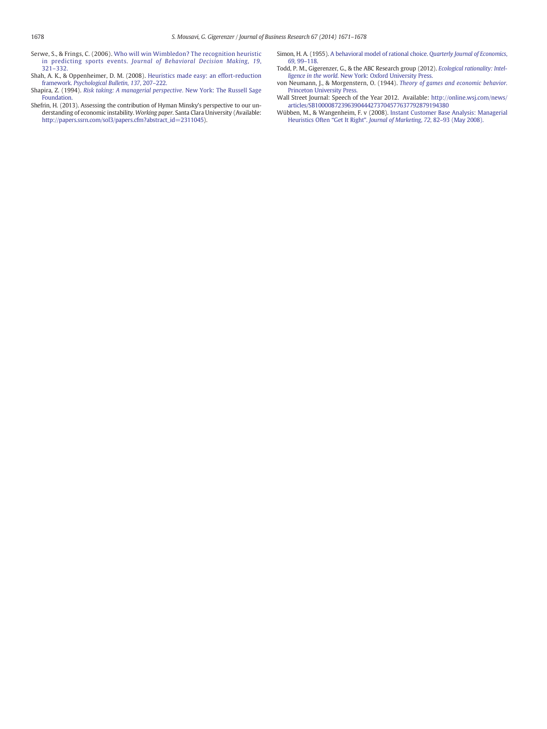Serwe, S., & Frings, C. (2006). Who will win Wimbledon? The recognition heuristic in predicting sports events. *Journal of Behavioral Decision Making*, *19*, 321–332.

Shah, A. K., & Oppenheimer, D. M. (2008). Heuristics made easy: an effort-reduction framework. *Psychological Bulletin*, *137*, 207–222.

Shapira, Z. (1994). *Risk taking: A managerial perspective*. New York: The Russell Sage Foundation.

Shefrin, H. (2013). Assessing the contribution of Hyman Minsky's perspective to our understanding of economic instability. *Working paper*. Santa Clara University (Available: http://papers.ssrn.com/sol3/papers.cfm?abstract_id=2311045).

Simon, H. A. (1955). A behavioral model of rational choice. *Quarterly Journal of Economics*, *69*, 99–118.

Todd, P. M., Gigerenzer, G., & the ABC Research group (2012). *Ecological rationality: Intelligence in the world*. New York: Oxford University Press.

von Neumann, J., & Morgenstern, O. (1944). *Theory of games and economic behavior*. Princeton University Press.

Wall Street Journal: Speech of the Year 2012. Available: http://online.wsj.com/news/articles/SB10000872396390444273704577637792879194380

Wübben, M., & Wangenheim, F. v (2008). Instant Customer Base Analysis: Managerial Heuristics Often "Get It Right". *Journal of Marketing*, *72*, 82–93 (May 2008).